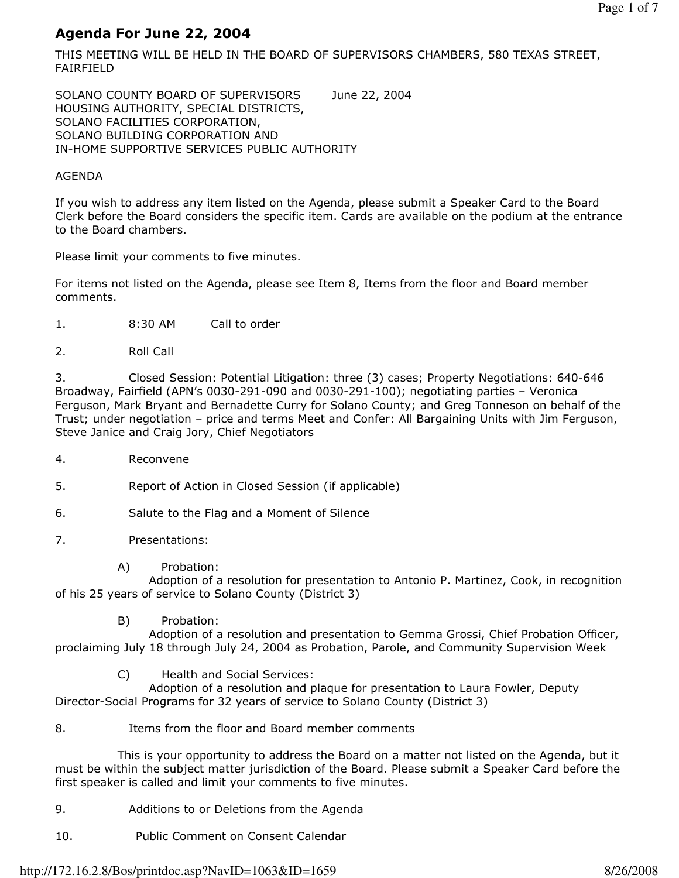# Agenda For June 22, 2004

THIS MEETING WILL BE HELD IN THE BOARD OF SUPERVISORS CHAMBERS, 580 TEXAS STREET, FAIRFIELD

SOLANO COUNTY BOARD OF SUPERVISORS June 22, 2004
HOUSING AUTHORITY, SPECIAL DISTRICTS,
SOLANO FACILITIES CORPORATION,
SOLANO BUILDING CORPORATION AND
IN-HOME SUPPORTIVE SERVICES PUBLIC AUTHORITY

AGENDA

If you wish to address any item listed on the Agenda, please submit a Speaker Card to the Board Clerk before the Board considers the specific item. Cards are available on the podium at the entrance to the Board chambers.

Please limit your comments to five minutes.

For items not listed on the Agenda, please see Item 8, Items from the floor and Board member comments.

1. 8:30 AM Call to order

2. Roll Call

3. Closed Session: Potential Litigation: three (3) cases; Property Negotiations: 640-646 Broadway, Fairfield (APN's 0030-291-090 and 0030-291-100); negotiating parties – Veronica Ferguson, Mark Bryant and Bernadette Curry for Solano County; and Greg Tonneson on behalf of the Trust; under negotiation – price and terms Meet and Confer: All Bargaining Units with Jim Ferguson, Steve Janice and Craig Jory, Chief Negotiators

4. Reconvene

5. Report of Action in Closed Session (if applicable)

6. Salute to the Flag and a Moment of Silence

7. Presentations:

   A) Probation:
   Adoption of a resolution for presentation to Antonio P. Martinez, Cook, in recognition of his 25 years of service to Solano County (District 3)

   B) Probation:
   Adoption of a resolution and presentation to Gemma Grossi, Chief Probation Officer, proclaiming July 18 through July 24, 2004 as Probation, Parole, and Community Supervision Week

   C) Health and Social Services:
   Adoption of a resolution and plaque for presentation to Laura Fowler, Deputy Director-Social Programs for 32 years of service to Solano County (District 3)

8. Items from the floor and Board member comments

   This is your opportunity to address the Board on a matter not listed on the Agenda, but it must be within the subject matter jurisdiction of the Board. Please submit a Speaker Card before the first speaker is called and limit your comments to five minutes.

9. Additions to or Deletions from the Agenda

10. Public Comment on Consent Calendar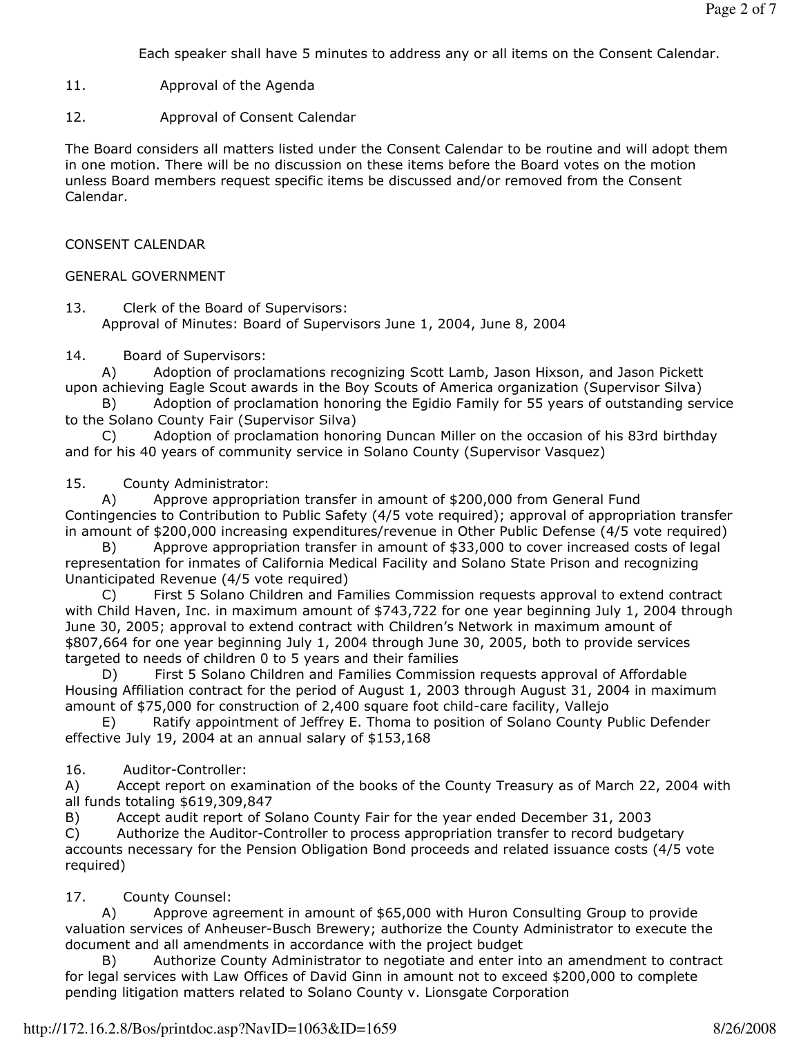Each speaker shall have 5 minutes to address any or all items on the Consent Calendar.

11. Approval of the Agenda

12. Approval of Consent Calendar

The Board considers all matters listed under the Consent Calendar to be routine and will adopt them in one motion. There will be no discussion on these items before the Board votes on the motion unless Board members request specific items be discussed and/or removed from the Consent Calendar.

CONSENT CALENDAR

GENERAL GOVERNMENT

13. Clerk of the Board of Supervisors:
Approval of Minutes: Board of Supervisors June 1, 2004, June 8, 2004

14. Board of Supervisors:
A) Adoption of proclamations recognizing Scott Lamb, Jason Hixson, and Jason Pickett upon achieving Eagle Scout awards in the Boy Scouts of America organization (Supervisor Silva)
B) Adoption of proclamation honoring the Egidio Family for 55 years of outstanding service to the Solano County Fair (Supervisor Silva)
C) Adoption of proclamation honoring Duncan Miller on the occasion of his 83rd birthday and for his 40 years of community service in Solano County (Supervisor Vasquez)

15. County Administrator:
A) Approve appropriation transfer in amount of $200,000 from General Fund Contingencies to Contribution to Public Safety (4/5 vote required); approval of appropriation transfer in amount of $200,000 increasing expenditures/revenue in Other Public Defense (4/5 vote required)
B) Approve appropriation transfer in amount of $33,000 to cover increased costs of legal representation for inmates of California Medical Facility and Solano State Prison and recognizing Unanticipated Revenue (4/5 vote required)
C) First 5 Solano Children and Families Commission requests approval to extend contract with Child Haven, Inc. in maximum amount of $743,722 for one year beginning July 1, 2004 through June 30, 2005; approval to extend contract with Children's Network in maximum amount of $807,664 for one year beginning July 1, 2004 through June 30, 2005, both to provide services targeted to needs of children 0 to 5 years and their families
D) First 5 Solano Children and Families Commission requests approval of Affordable Housing Affiliation contract for the period of August 1, 2003 through August 31, 2004 in maximum amount of $75,000 for construction of 2,400 square foot child-care facility, Vallejo
E) Ratify appointment of Jeffrey E. Thoma to position of Solano County Public Defender effective July 19, 2004 at an annual salary of $153,168

16. Auditor-Controller:
A) Accept report on examination of the books of the County Treasury as of March 22, 2004 with all funds totaling $619,309,847
B) Accept audit report of Solano County Fair for the year ended December 31, 2003
C) Authorize the Auditor-Controller to process appropriation transfer to record budgetary accounts necessary for the Pension Obligation Bond proceeds and related issuance costs (4/5 vote required)

17. County Counsel:
A) Approve agreement in amount of $65,000 with Huron Consulting Group to provide valuation services of Anheuser-Busch Brewery; authorize the County Administrator to execute the document and all amendments in accordance with the project budget
B) Authorize County Administrator to negotiate and enter into an amendment to contract for legal services with Law Offices of David Ginn in amount not to exceed $200,000 to complete pending litigation matters related to Solano County v. Lionsgate Corporation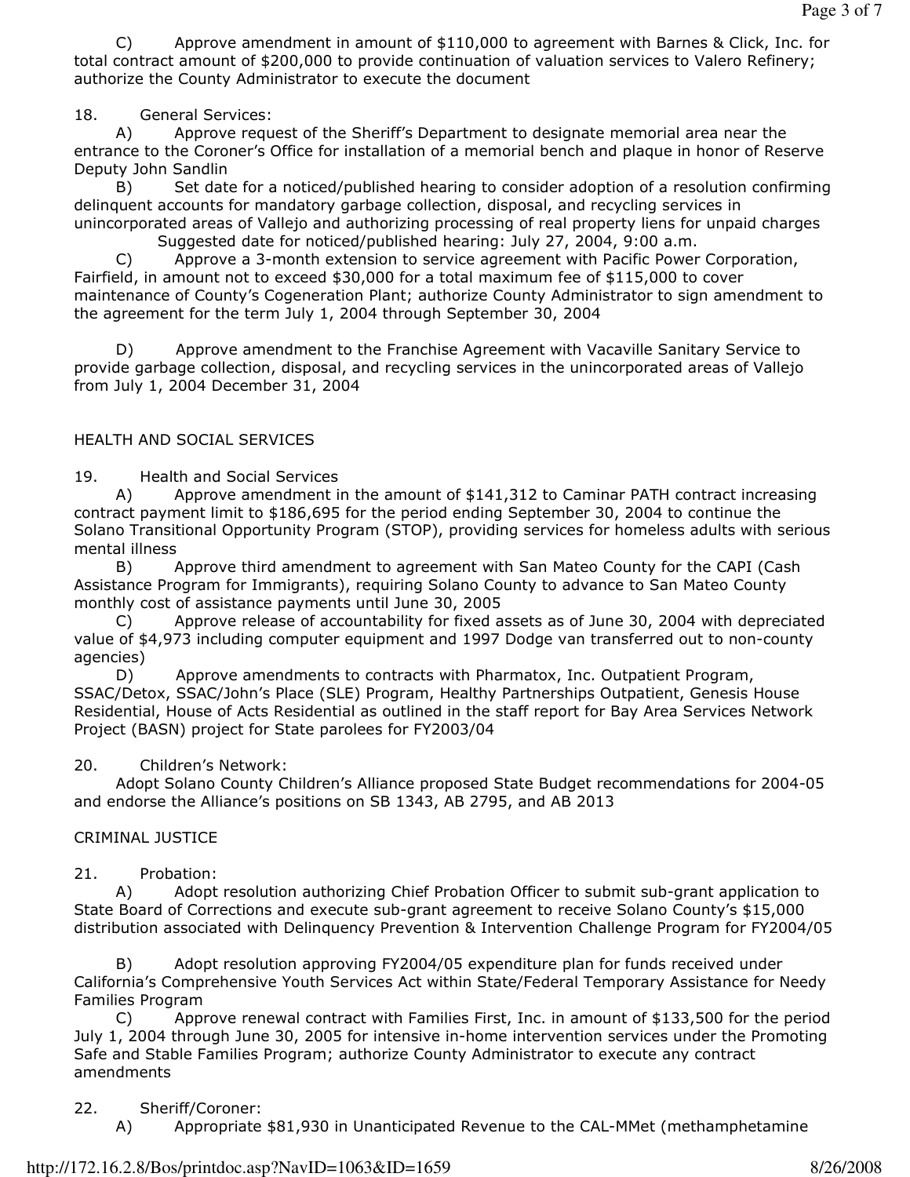C) Approve amendment in amount of $110,000 to agreement with Barnes & Click, Inc. for total contract amount of $200,000 to provide continuation of valuation services to Valero Refinery; authorize the County Administrator to execute the document

18. General Services:

A) Approve request of the Sheriff's Department to designate memorial area near the entrance to the Coroner's Office for installation of a memorial bench and plaque in honor of Reserve Deputy John Sandlin

B) Set date for a noticed/published hearing to consider adoption of a resolution confirming delinquent accounts for mandatory garbage collection, disposal, and recycling services in unincorporated areas of Vallejo and authorizing processing of real property liens for unpaid charges
Suggested date for noticed/published hearing: July 27, 2004, 9:00 a.m.

C) Approve a 3-month extension to service agreement with Pacific Power Corporation, Fairfield, in amount not to exceed $30,000 for a total maximum fee of $115,000 to cover maintenance of County's Cogeneration Plant; authorize County Administrator to sign amendment to the agreement for the term July 1, 2004 through September 30, 2004

D) Approve amendment to the Franchise Agreement with Vacaville Sanitary Service to provide garbage collection, disposal, and recycling services in the unincorporated areas of Vallejo from July 1, 2004 December 31, 2004

HEALTH AND SOCIAL SERVICES

19. Health and Social Services

A) Approve amendment in the amount of $141,312 to Caminar PATH contract increasing contract payment limit to $186,695 for the period ending September 30, 2004 to continue the Solano Transitional Opportunity Program (STOP), providing services for homeless adults with serious mental illness

B) Approve third amendment to agreement with San Mateo County for the CAPI (Cash Assistance Program for Immigrants), requiring Solano County to advance to San Mateo County monthly cost of assistance payments until June 30, 2005

C) Approve release of accountability for fixed assets as of June 30, 2004 with depreciated value of $4,973 including computer equipment and 1997 Dodge van transferred out to non-county agencies)

D) Approve amendments to contracts with Pharmatox, Inc. Outpatient Program, SSAC/Detox, SSAC/John's Place (SLE) Program, Healthy Partnerships Outpatient, Genesis House Residential, House of Acts Residential as outlined in the staff report for Bay Area Services Network Project (BASN) project for State parolees for FY2003/04

20. Children's Network:

Adopt Solano County Children's Alliance proposed State Budget recommendations for 2004-05 and endorse the Alliance's positions on SB 1343, AB 2795, and AB 2013

CRIMINAL JUSTICE

21. Probation:

A) Adopt resolution authorizing Chief Probation Officer to submit sub-grant application to State Board of Corrections and execute sub-grant agreement to receive Solano County's $15,000 distribution associated with Delinquency Prevention & Intervention Challenge Program for FY2004/05

B) Adopt resolution approving FY2004/05 expenditure plan for funds received under California's Comprehensive Youth Services Act within State/Federal Temporary Assistance for Needy Families Program

C) Approve renewal contract with Families First, Inc. in amount of $133,500 for the period July 1, 2004 through June 30, 2005 for intensive in-home intervention services under the Promoting Safe and Stable Families Program; authorize County Administrator to execute any contract amendments

22. Sheriff/Coroner:

A) Appropriate $81,930 in Unanticipated Revenue to the CAL-MMet (methamphetamine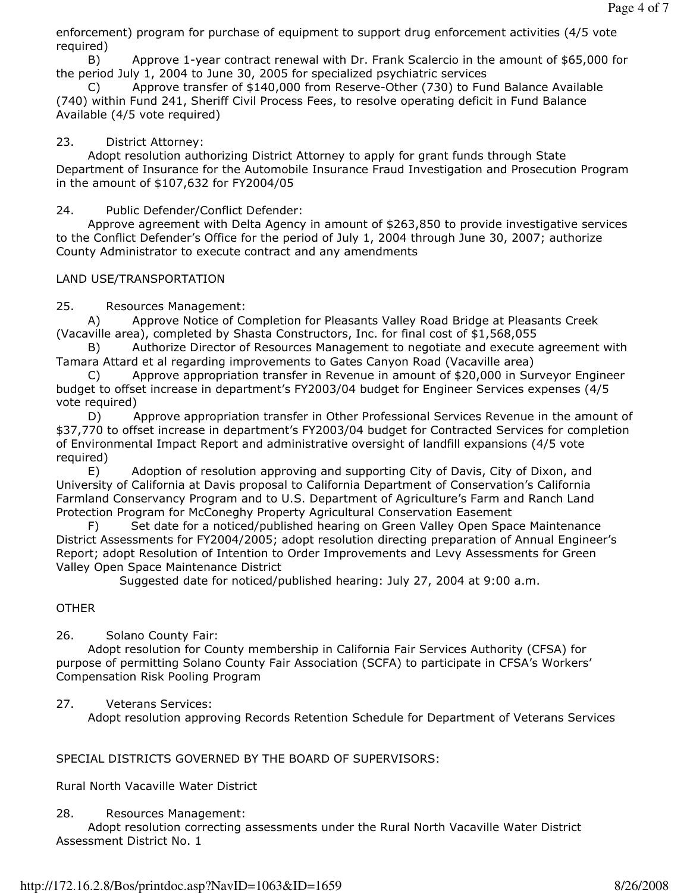enforcement) program for purchase of equipment to support drug enforcement activities (4/5 vote required)

B) Approve 1-year contract renewal with Dr. Frank Scalercio in the amount of $65,000 for the period July 1, 2004 to June 30, 2005 for specialized psychiatric services

C) Approve transfer of $140,000 from Reserve-Other (730) to Fund Balance Available (740) within Fund 241, Sheriff Civil Process Fees, to resolve operating deficit in Fund Balance Available (4/5 vote required)

23. District Attorney:

Adopt resolution authorizing District Attorney to apply for grant funds through State Department of Insurance for the Automobile Insurance Fraud Investigation and Prosecution Program in the amount of $107,632 for FY2004/05

24. Public Defender/Conflict Defender:

Approve agreement with Delta Agency in amount of $263,850 to provide investigative services to the Conflict Defender's Office for the period of July 1, 2004 through June 30, 2007; authorize County Administrator to execute contract and any amendments

LAND USE/TRANSPORTATION

25. Resources Management:

A) Approve Notice of Completion for Pleasants Valley Road Bridge at Pleasants Creek (Vacaville area), completed by Shasta Constructors, Inc. for final cost of $1,568,055

B) Authorize Director of Resources Management to negotiate and execute agreement with Tamara Attard et al regarding improvements to Gates Canyon Road (Vacaville area)

C) Approve appropriation transfer in Revenue in amount of $20,000 in Surveyor Engineer budget to offset increase in department's FY2003/04 budget for Engineer Services expenses (4/5 vote required)

D) Approve appropriation transfer in Other Professional Services Revenue in the amount of $37,770 to offset increase in department's FY2003/04 budget for Contracted Services for completion of Environmental Impact Report and administrative oversight of landfill expansions (4/5 vote required)

E) Adoption of resolution approving and supporting City of Davis, City of Dixon, and University of California at Davis proposal to California Department of Conservation's California Farmland Conservancy Program and to U.S. Department of Agriculture's Farm and Ranch Land Protection Program for McConeghy Property Agricultural Conservation Easement

F) Set date for a noticed/published hearing on Green Valley Open Space Maintenance District Assessments for FY2004/2005; adopt resolution directing preparation of Annual Engineer's Report; adopt Resolution of Intention to Order Improvements and Levy Assessments for Green Valley Open Space Maintenance District

Suggested date for noticed/published hearing: July 27, 2004 at 9:00 a.m.

OTHER

26. Solano County Fair:

Adopt resolution for County membership in California Fair Services Authority (CFSA) for purpose of permitting Solano County Fair Association (SCFA) to participate in CFSA's Workers' Compensation Risk Pooling Program

27. Veterans Services:

Adopt resolution approving Records Retention Schedule for Department of Veterans Services

SPECIAL DISTRICTS GOVERNED BY THE BOARD OF SUPERVISORS:

Rural North Vacaville Water District

28. Resources Management:

Adopt resolution correcting assessments under the Rural North Vacaville Water District Assessment District No. 1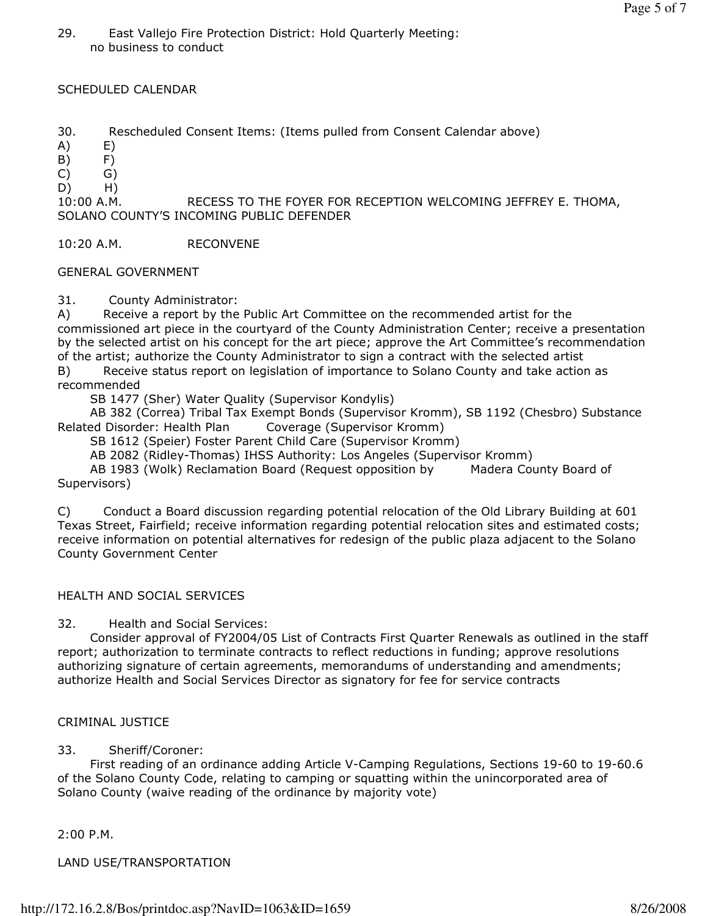29. East Vallejo Fire Protection District: Hold Quarterly Meeting:
no business to conduct

SCHEDULED CALENDAR

30. Rescheduled Consent Items: (Items pulled from Consent Calendar above)

A) E)
B) F)
C) G)
D) H)

10:00 A.M. RECESS TO THE FOYER FOR RECEPTION WELCOMING JEFFREY E. THOMA, SOLANO COUNTY'S INCOMING PUBLIC DEFENDER

10:20 A.M. RECONVENE

GENERAL GOVERNMENT

31. County Administrator:

A) Receive a report by the Public Art Committee on the recommended artist for the commissioned art piece in the courtyard of the County Administration Center; receive a presentation by the selected artist on his concept for the art piece; approve the Art Committee's recommendation of the artist; authorize the County Administrator to sign a contract with the selected artist

B) Receive status report on legislation of importance to Solano County and take action as recommended

SB 1477 (Sher) Water Quality (Supervisor Kondylis)

AB 382 (Correa) Tribal Tax Exempt Bonds (Supervisor Kromm), SB 1192 (Chesbro) Substance Related Disorder: Health Plan Coverage (Supervisor Kromm)

SB 1612 (Speier) Foster Parent Child Care (Supervisor Kromm)

AB 2082 (Ridley-Thomas) IHSS Authority: Los Angeles (Supervisor Kromm)

AB 1983 (Wolk) Reclamation Board (Request opposition by Madera County Board of Supervisors)

C) Conduct a Board discussion regarding potential relocation of the Old Library Building at 601 Texas Street, Fairfield; receive information regarding potential relocation sites and estimated costs; receive information on potential alternatives for redesign of the public plaza adjacent to the Solano County Government Center

HEALTH AND SOCIAL SERVICES

32. Health and Social Services:

Consider approval of FY2004/05 List of Contracts First Quarter Renewals as outlined in the staff report; authorization to terminate contracts to reflect reductions in funding; approve resolutions authorizing signature of certain agreements, memorandums of understanding and amendments; authorize Health and Social Services Director as signatory for fee for service contracts

CRIMINAL JUSTICE

33. Sheriff/Coroner:

First reading of an ordinance adding Article V-Camping Regulations, Sections 19-60 to 19-60.6 of the Solano County Code, relating to camping or squatting within the unincorporated area of Solano County (waive reading of the ordinance by majority vote)

2:00 P.M.

LAND USE/TRANSPORTATION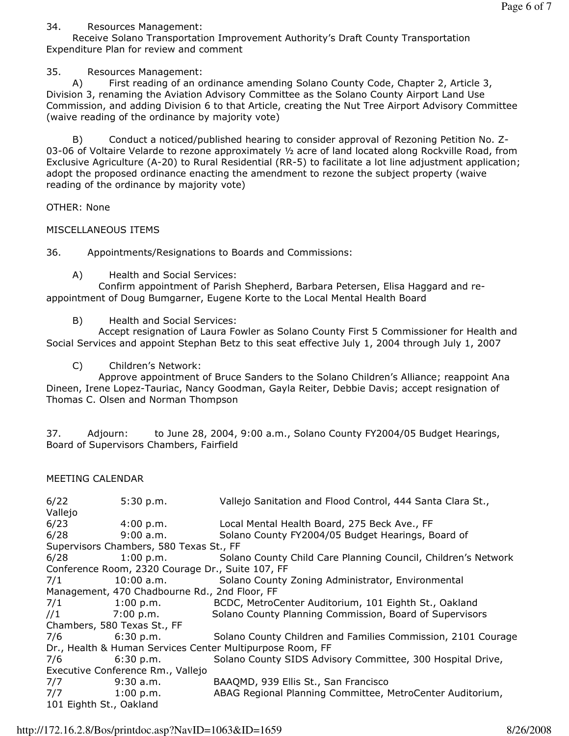34. Resources Management:
Receive Solano Transportation Improvement Authority's Draft County Transportation Expenditure Plan for review and comment

35. Resources Management:

A) First reading of an ordinance amending Solano County Code, Chapter 2, Article 3, Division 3, renaming the Aviation Advisory Committee as the Solano County Airport Land Use Commission, and adding Division 6 to that Article, creating the Nut Tree Airport Advisory Committee (waive reading of the ordinance by majority vote)

B) Conduct a noticed/published hearing to consider approval of Rezoning Petition No. Z-03-06 of Voltaire Velarde to rezone approximately ½ acre of land located along Rockville Road, from Exclusive Agriculture (A-20) to Rural Residential (RR-5) to facilitate a lot line adjustment application; adopt the proposed ordinance enacting the amendment to rezone the subject property (waive reading of the ordinance by majority vote)

OTHER: None

MISCELLANEOUS ITEMS

36. Appointments/Resignations to Boards and Commissions:

A) Health and Social Services:
Confirm appointment of Parish Shepherd, Barbara Petersen, Elisa Haggard and re-appointment of Doug Bumgarner, Eugene Korte to the Local Mental Health Board

B) Health and Social Services:
Accept resignation of Laura Fowler as Solano County First 5 Commissioner for Health and Social Services and appoint Stephan Betz to this seat effective July 1, 2004 through July 1, 2007

C) Children's Network:
Approve appointment of Bruce Sanders to the Solano Children's Alliance; reappoint Ana Dineen, Irene Lopez-Tauriac, Nancy Goodman, Gayla Reiter, Debbie Davis; accept resignation of Thomas C. Olsen and Norman Thompson

37. Adjourn: to June 28, 2004, 9:00 a.m., Solano County FY2004/05 Budget Hearings, Board of Supervisors Chambers, Fairfield

MEETING CALENDAR

| Date | Time | Meeting |
|---|---|---|
| 6/22 | 5:30 p.m. | Vallejo Sanitation and Flood Control, 444 Santa Clara St., Vallejo |
| 6/23 | 4:00 p.m. | Local Mental Health Board, 275 Beck Ave., FF |
| 6/28 | 9:00 a.m. | Solano County FY2004/05 Budget Hearings, Board of Supervisors Chambers, 580 Texas St., FF |
| 6/28 | 1:00 p.m. | Solano County Child Care Planning Council, Children's Network Conference Room, 2320 Courage Dr., Suite 107, FF |
| 7/1 | 10:00 a.m. | Solano County Zoning Administrator, Environmental Management, 470 Chadbourne Rd., 2nd Floor, FF |
| 7/1 | 1:00 p.m. | BCDC, MetroCenter Auditorium, 101 Eighth St., Oakland |
| //1 | 7:00 p.m. | Solano County Planning Commission, Board of Supervisors Chambers, 580 Texas St., FF |
| 7/6 | 6:30 p.m. | Solano County Children and Families Commission, 2101 Courage Dr., Health & Human Services Center Multipurpose Room, FF |
| 7/6 | 6:30 p.m. | Solano County SIDS Advisory Committee, 300 Hospital Drive, Executive Conference Rm., Vallejo |
| 7/7 | 9:30 a.m. | BAAQMD, 939 Ellis St., San Francisco |
| 7/7 | 1:00 p.m. | ABAG Regional Planning Committee, MetroCenter Auditorium, 101 Eighth St., Oakland |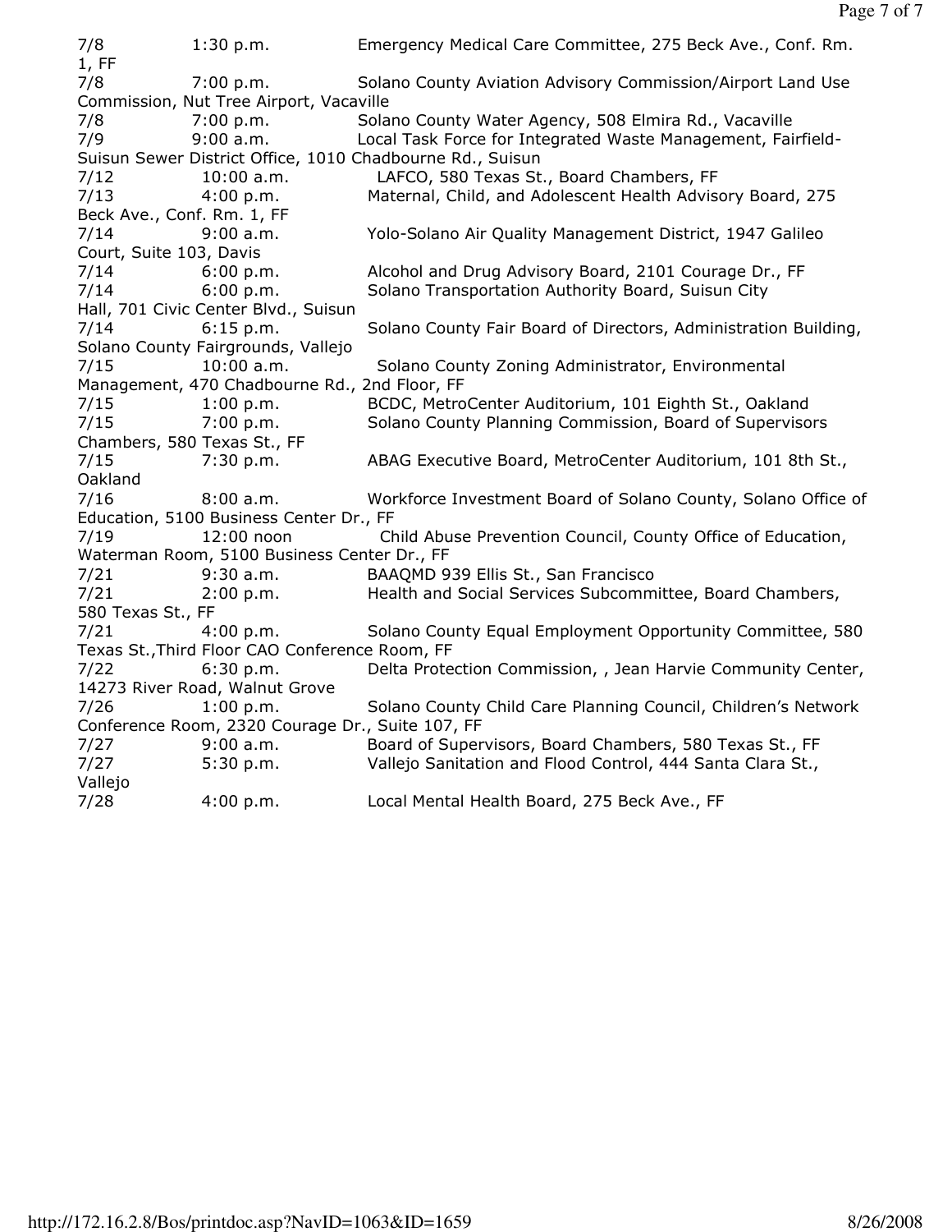7/8 1:30 p.m. Emergency Medical Care Committee, 275 Beck Ave., Conf. Rm. 1, FF

7/8 7:00 p.m. Solano County Aviation Advisory Commission/Airport Land Use Commission, Nut Tree Airport, Vacaville

7/8 7:00 p.m. Solano County Water Agency, 508 Elmira Rd., Vacaville

7/9 9:00 a.m. Local Task Force for Integrated Waste Management, Fairfield-Suisun Sewer District Office, 1010 Chadbourne Rd., Suisun

7/12 10:00 a.m. LAFCO, 580 Texas St., Board Chambers, FF

7/13 4:00 p.m. Maternal, Child, and Adolescent Health Advisory Board, 275 Beck Ave., Conf. Rm. 1, FF

7/14 9:00 a.m. Yolo-Solano Air Quality Management District, 1947 Galileo Court, Suite 103, Davis

7/14 6:00 p.m. Alcohol and Drug Advisory Board, 2101 Courage Dr., FF

7/14 6:00 p.m. Solano Transportation Authority Board, Suisun City Hall, 701 Civic Center Blvd., Suisun

7/14 6:15 p.m. Solano County Fair Board of Directors, Administration Building, Solano County Fairgrounds, Vallejo

7/15 10:00 a.m. Solano County Zoning Administrator, Environmental Management, 470 Chadbourne Rd., 2nd Floor, FF

7/15 1:00 p.m. BCDC, MetroCenter Auditorium, 101 Eighth St., Oakland

7/15 7:00 p.m. Solano County Planning Commission, Board of Supervisors Chambers, 580 Texas St., FF

7/15 7:30 p.m. ABAG Executive Board, MetroCenter Auditorium, 101 8th St., Oakland

7/16 8:00 a.m. Workforce Investment Board of Solano County, Solano Office of Education, 5100 Business Center Dr., FF

7/19 12:00 noon Child Abuse Prevention Council, County Office of Education, Waterman Room, 5100 Business Center Dr., FF

7/21 9:30 a.m. BAAQMD 939 Ellis St., San Francisco

7/21 2:00 p.m. Health and Social Services Subcommittee, Board Chambers, 580 Texas St., FF

7/21 4:00 p.m. Solano County Equal Employment Opportunity Committee, 580 Texas St.,Third Floor CAO Conference Room, FF

7/22 6:30 p.m. Delta Protection Commission, , Jean Harvie Community Center, 14273 River Road, Walnut Grove

7/26 1:00 p.m. Solano County Child Care Planning Council, Children's Network Conference Room, 2320 Courage Dr., Suite 107, FF

7/27 9:00 a.m. Board of Supervisors, Board Chambers, 580 Texas St., FF

7/27 5:30 p.m. Vallejo Sanitation and Flood Control, 444 Santa Clara St., Vallejo

7/28 4:00 p.m. Local Mental Health Board, 275 Beck Ave., FF